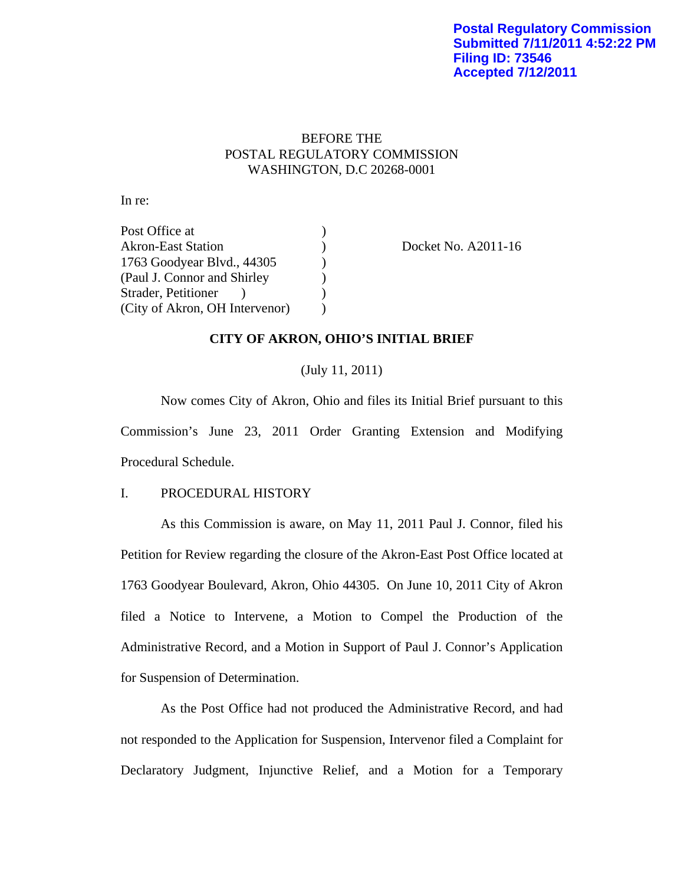**Postal Regulatory Commission**
**Submitted 7/11/2011 4:52:22 PM**
**Filing ID: 73546**
**Accepted 7/12/2011**

BEFORE THE
POSTAL REGULATORY COMMISSION
WASHINGTON, D.C 20268-0001

In re:

Post Office at )
Akron-East Station ) Docket No. A2011-16
1763 Goodyear Blvd., 44305 )
(Paul J. Connor and Shirley )
Strader, Petitioner ) )
(City of Akron, OH Intervenor) )

**CITY OF AKRON, OHIO'S INITIAL BRIEF**

(July 11, 2011)

Now comes City of Akron, Ohio and files its Initial Brief pursuant to this Commission's June 23, 2011 Order Granting Extension and Modifying Procedural Schedule.

I. PROCEDURAL HISTORY

As this Commission is aware, on May 11, 2011 Paul J. Connor, filed his Petition for Review regarding the closure of the Akron-East Post Office located at 1763 Goodyear Boulevard, Akron, Ohio 44305. On June 10, 2011 City of Akron filed a Notice to Intervene, a Motion to Compel the Production of the Administrative Record, and a Motion in Support of Paul J. Connor's Application for Suspension of Determination.

As the Post Office had not produced the Administrative Record, and had not responded to the Application for Suspension, Intervenor filed a Complaint for Declaratory Judgment, Injunctive Relief, and a Motion for a Temporary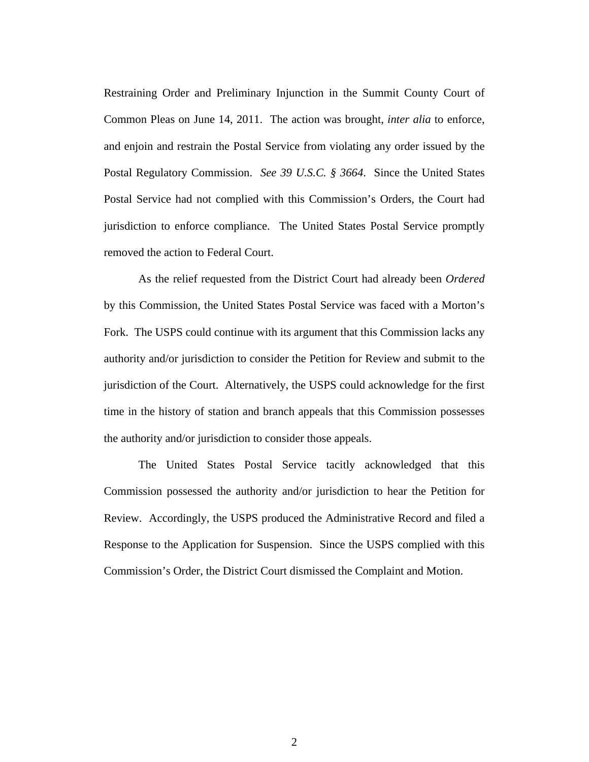Restraining Order and Preliminary Injunction in the Summit County Court of Common Pleas on June 14, 2011. The action was brought, *inter alia* to enforce, and enjoin and restrain the Postal Service from violating any order issued by the Postal Regulatory Commission. *See 39 U.S.C. § 3664.* Since the United States Postal Service had not complied with this Commission's Orders, the Court had jurisdiction to enforce compliance. The United States Postal Service promptly removed the action to Federal Court.

As the relief requested from the District Court had already been *Ordered* by this Commission, the United States Postal Service was faced with a Morton's Fork. The USPS could continue with its argument that this Commission lacks any authority and/or jurisdiction to consider the Petition for Review and submit to the jurisdiction of the Court. Alternatively, the USPS could acknowledge for the first time in the history of station and branch appeals that this Commission possesses the authority and/or jurisdiction to consider those appeals.

The United States Postal Service tacitly acknowledged that this Commission possessed the authority and/or jurisdiction to hear the Petition for Review. Accordingly, the USPS produced the Administrative Record and filed a Response to the Application for Suspension. Since the USPS complied with this Commission's Order, the District Court dismissed the Complaint and Motion.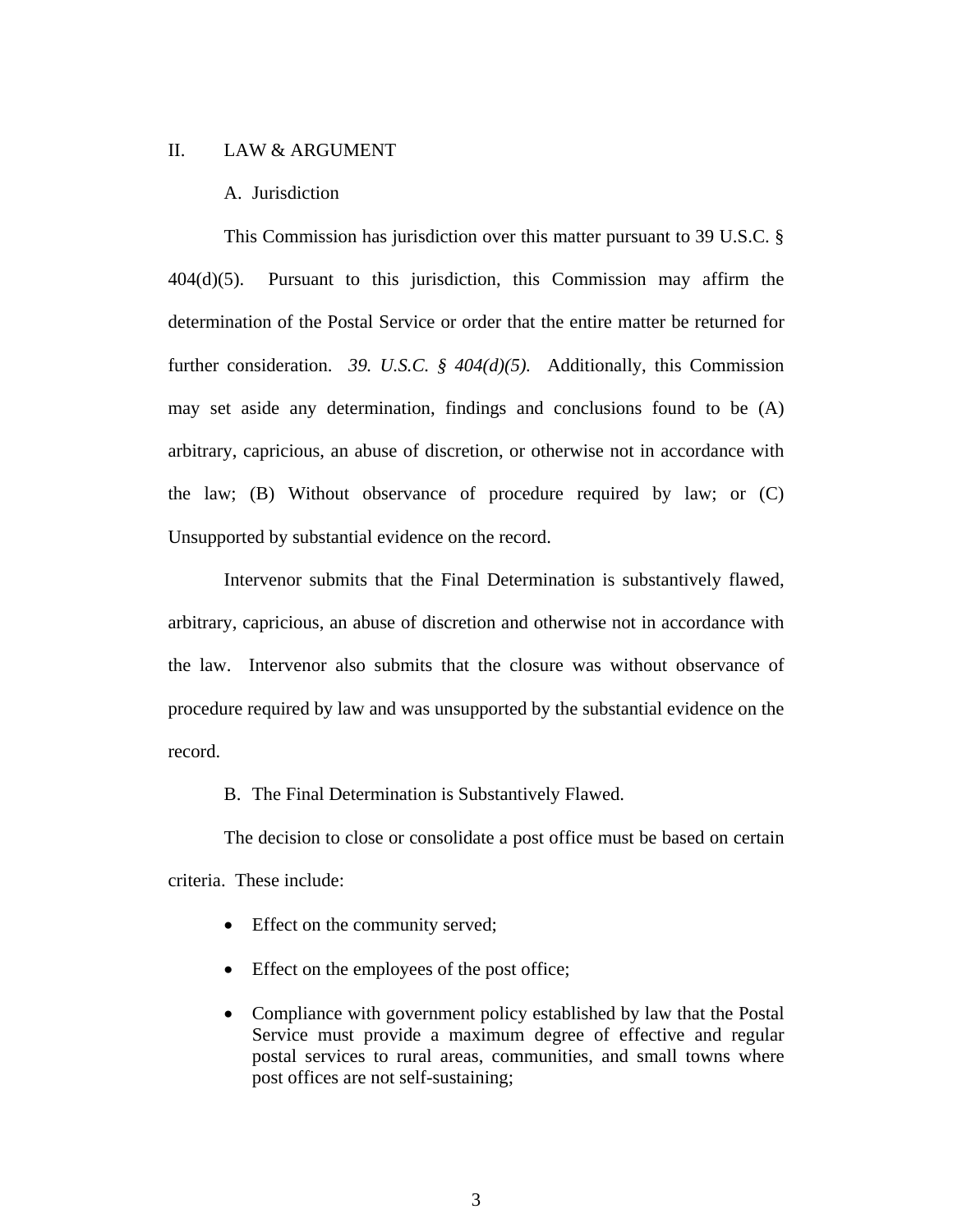## II. LAW & ARGUMENT

### A. Jurisdiction

This Commission has jurisdiction over this matter pursuant to 39 U.S.C. § 404(d)(5). Pursuant to this jurisdiction, this Commission may affirm the determination of the Postal Service or order that the entire matter be returned for further consideration. *39. U.S.C. § 404(d)(5).* Additionally, this Commission may set aside any determination, findings and conclusions found to be (A) arbitrary, capricious, an abuse of discretion, or otherwise not in accordance with the law; (B) Without observance of procedure required by law; or (C) Unsupported by substantial evidence on the record.

Intervenor submits that the Final Determination is substantively flawed, arbitrary, capricious, an abuse of discretion and otherwise not in accordance with the law. Intervenor also submits that the closure was without observance of procedure required by law and was unsupported by the substantial evidence on the record.

### B. The Final Determination is Substantively Flawed.

The decision to close or consolidate a post office must be based on certain criteria. These include:

- Effect on the community served;
- Effect on the employees of the post office;
- Compliance with government policy established by law that the Postal Service must provide a maximum degree of effective and regular postal services to rural areas, communities, and small towns where post offices are not self-sustaining;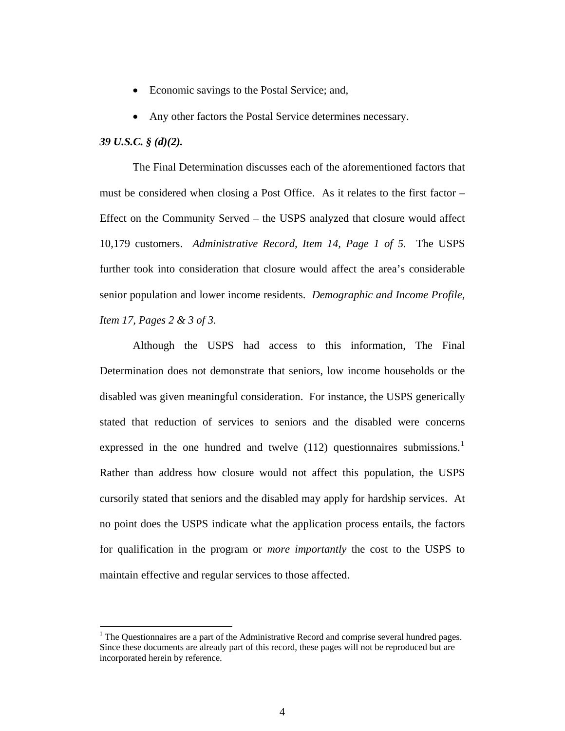- Economic savings to the Postal Service; and,
- Any other factors the Postal Service determines necessary.

***39 U.S.C. § (d)(2).***

The Final Determination discusses each of the aforementioned factors that must be considered when closing a Post Office. As it relates to the first factor – Effect on the Community Served – the USPS analyzed that closure would affect 10,179 customers. *Administrative Record, Item 14, Page 1 of 5.* The USPS further took into consideration that closure would affect the area's considerable senior population and lower income residents. *Demographic and Income Profile, Item 17, Pages 2 & 3 of 3.*

Although the USPS had access to this information, The Final Determination does not demonstrate that seniors, low income households or the disabled was given meaningful consideration. For instance, the USPS generically stated that reduction of services to seniors and the disabled were concerns expressed in the one hundred and twelve (112) questionnaires submissions.[1] Rather than address how closure would not affect this population, the USPS cursorily stated that seniors and the disabled may apply for hardship services. At no point does the USPS indicate what the application process entails, the factors for qualification in the program or *more importantly* the cost to the USPS to maintain effective and regular services to those affected.

---

[1] The Questionnaires are a part of the Administrative Record and comprise several hundred pages. Since these documents are already part of this record, these pages will not be reproduced but are incorporated herein by reference.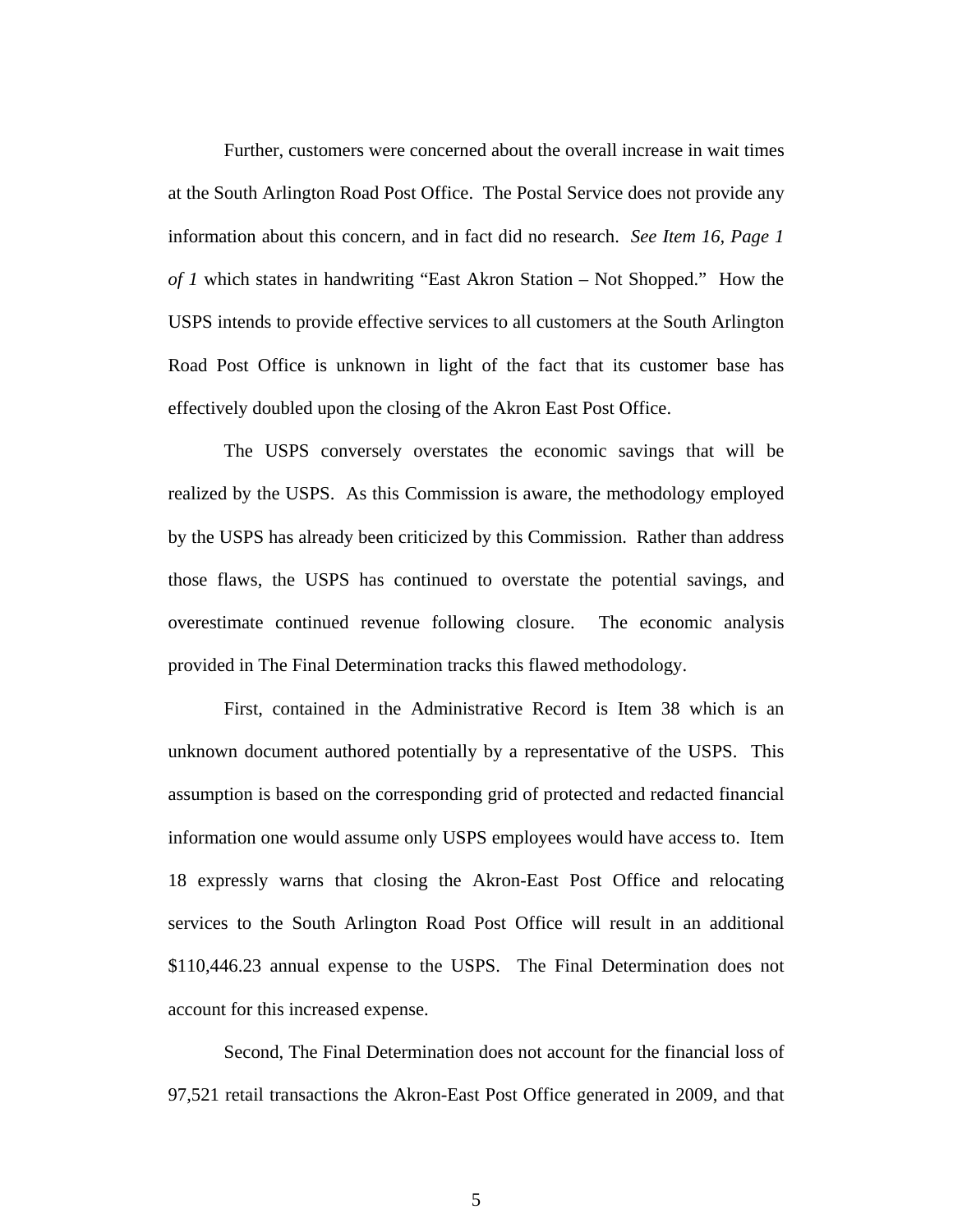Further, customers were concerned about the overall increase in wait times at the South Arlington Road Post Office. The Postal Service does not provide any information about this concern, and in fact did no research. *See Item 16, Page 1 of 1* which states in handwriting "East Akron Station – Not Shopped." How the USPS intends to provide effective services to all customers at the South Arlington Road Post Office is unknown in light of the fact that its customer base has effectively doubled upon the closing of the Akron East Post Office.

The USPS conversely overstates the economic savings that will be realized by the USPS. As this Commission is aware, the methodology employed by the USPS has already been criticized by this Commission. Rather than address those flaws, the USPS has continued to overstate the potential savings, and overestimate continued revenue following closure. The economic analysis provided in The Final Determination tracks this flawed methodology.

First, contained in the Administrative Record is Item 38 which is an unknown document authored potentially by a representative of the USPS. This assumption is based on the corresponding grid of protected and redacted financial information one would assume only USPS employees would have access to. Item 18 expressly warns that closing the Akron-East Post Office and relocating services to the South Arlington Road Post Office will result in an additional $110,446.23 annual expense to the USPS. The Final Determination does not account for this increased expense.

Second, The Final Determination does not account for the financial loss of 97,521 retail transactions the Akron-East Post Office generated in 2009, and that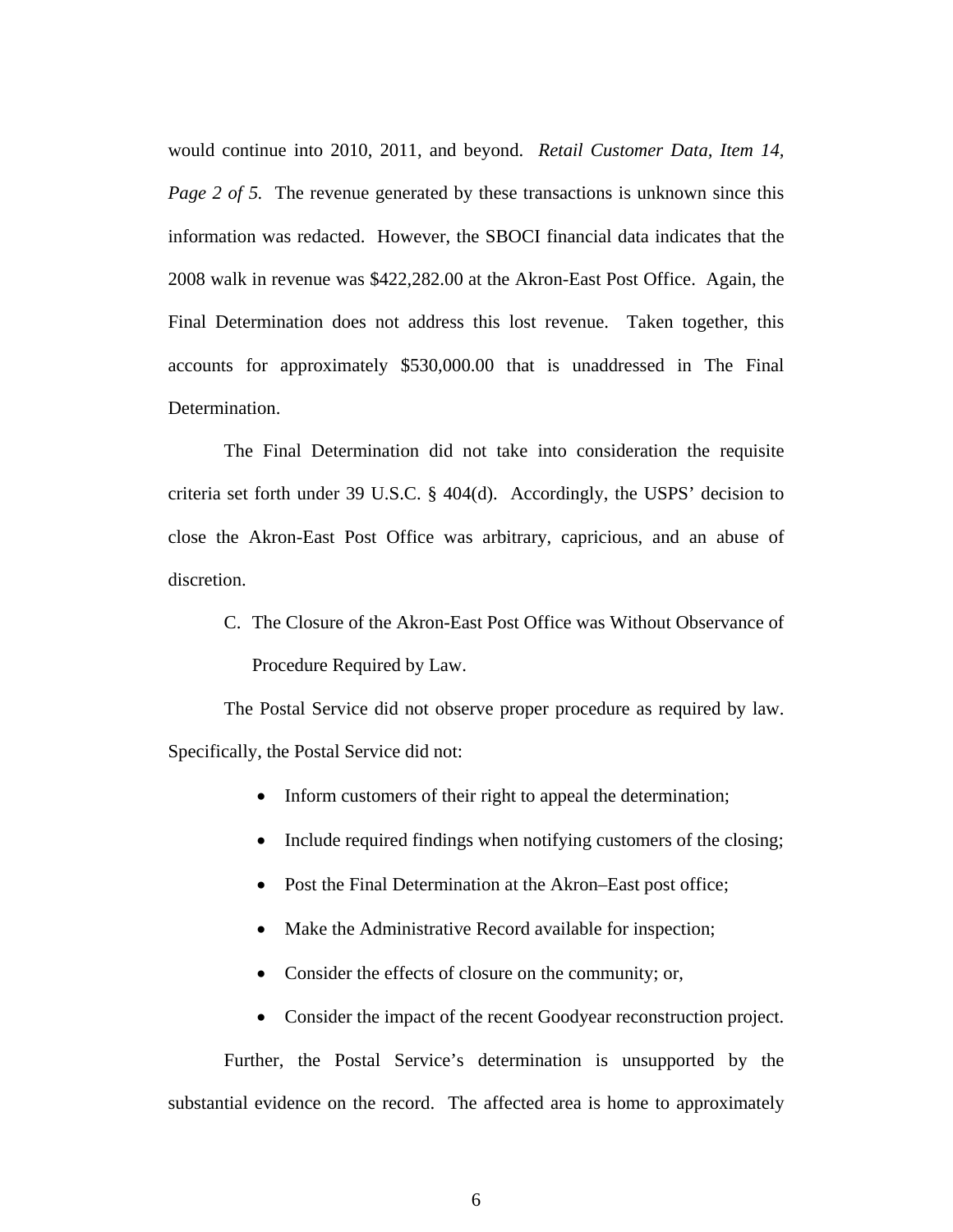would continue into 2010, 2011, and beyond. *Retail Customer Data, Item 14, Page 2 of 5.* The revenue generated by these transactions is unknown since this information was redacted. However, the SBOCI financial data indicates that the 2008 walk in revenue was $422,282.00 at the Akron-East Post Office. Again, the Final Determination does not address this lost revenue. Taken together, this accounts for approximately $530,000.00 that is unaddressed in The Final Determination.

The Final Determination did not take into consideration the requisite criteria set forth under 39 U.S.C. § 404(d). Accordingly, the USPS' decision to close the Akron-East Post Office was arbitrary, capricious, and an abuse of discretion.

C. The Closure of the Akron-East Post Office was Without Observance of Procedure Required by Law.

The Postal Service did not observe proper procedure as required by law. Specifically, the Postal Service did not:

- Inform customers of their right to appeal the determination;
- Include required findings when notifying customers of the closing;
- Post the Final Determination at the Akron–East post office;
- Make the Administrative Record available for inspection;
- Consider the effects of closure on the community; or,
- Consider the impact of the recent Goodyear reconstruction project.

Further, the Postal Service's determination is unsupported by the substantial evidence on the record. The affected area is home to approximately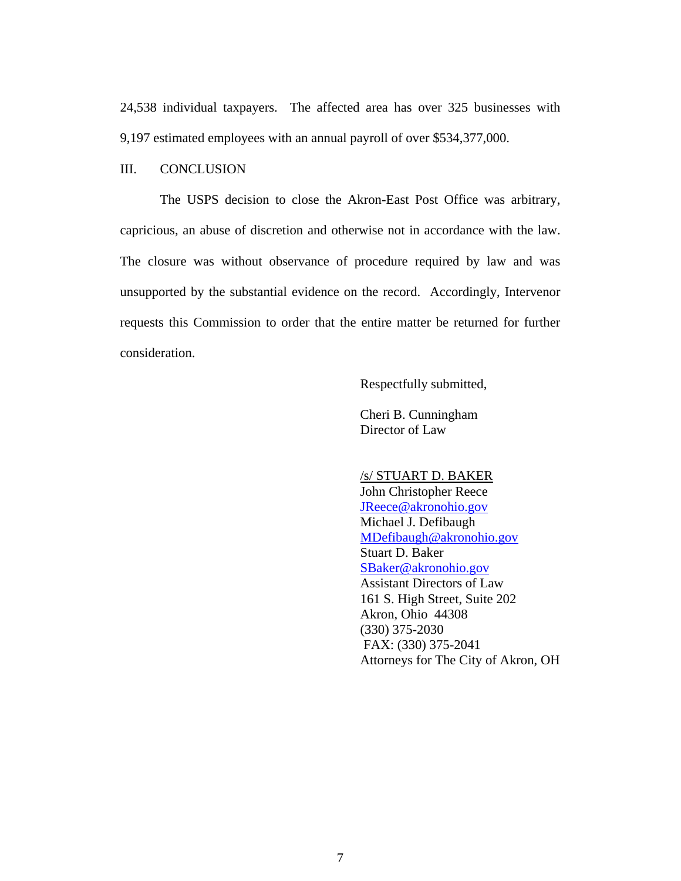24,538 individual taxpayers. The affected area has over 325 businesses with 9,197 estimated employees with an annual payroll of over $534,377,000.

## III. CONCLUSION

The USPS decision to close the Akron-East Post Office was arbitrary, capricious, an abuse of discretion and otherwise not in accordance with the law. The closure was without observance of procedure required by law and was unsupported by the substantial evidence on the record. Accordingly, Intervenor requests this Commission to order that the entire matter be returned for further consideration.

Respectfully submitted,

Cheri B. Cunningham
Director of Law

/s/ STUART D. BAKER
John Christopher Reece
JReece@akronohio.gov
Michael J. Defibaugh
MDefibaugh@akronohio.gov
Stuart D. Baker
SBaker@akronohio.gov
Assistant Directors of Law
161 S. High Street, Suite 202
Akron, Ohio 44308
(330) 375-2030
FAX: (330) 375-2041
Attorneys for The City of Akron, OH